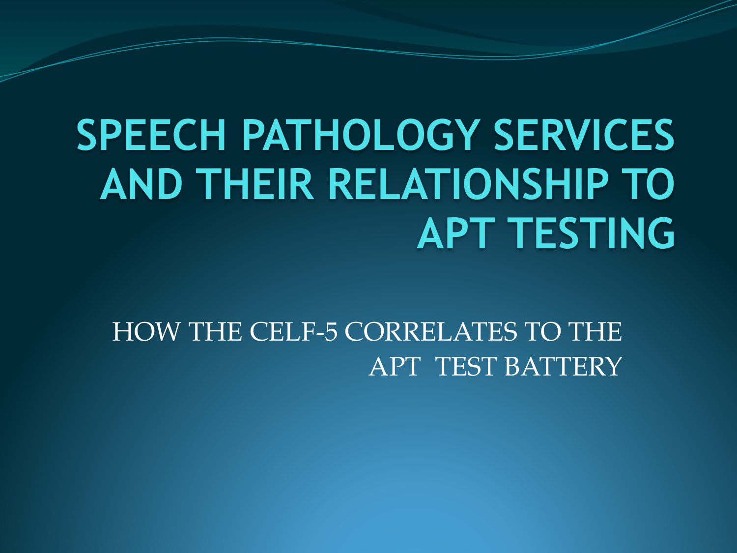# SPEECH PATHOLOGY SERVICES AND THEIR RELATIONSHIP TO APT TESTING

HOW THE CELF-5 CORRELATES TO THE APT TEST BATTERY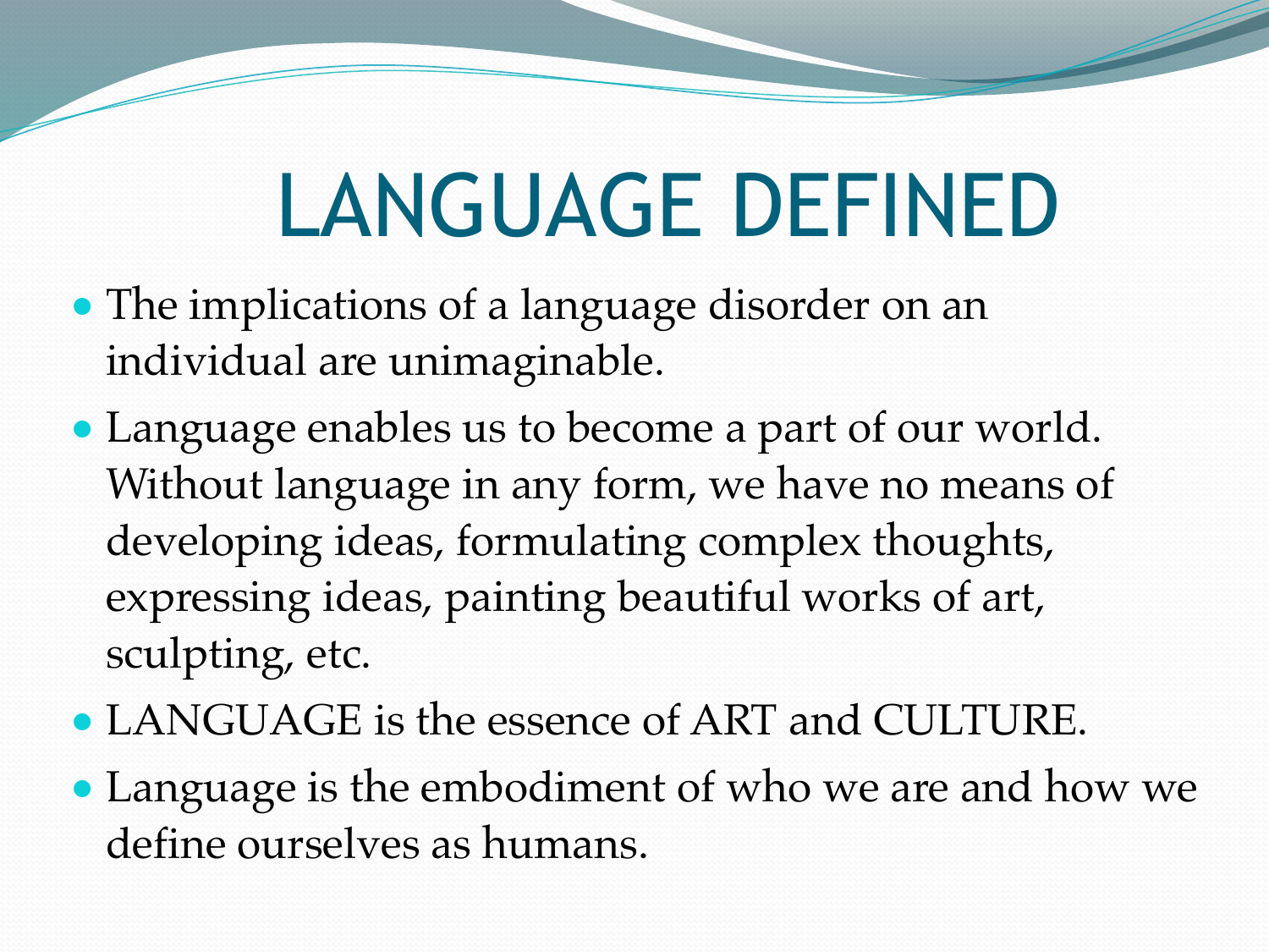# LANGUAGE DEFINED

- The implications of a language disorder on an individual are unimaginable.
- Language enables us to become a part of our world. Without language in any form, we have no means of developing ideas, formulating complex thoughts, expressing ideas, painting beautiful works of art, sculpting, etc.
- LANGUAGE is the essence of ART and CULTURE.
- Language is the embodiment of who we are and how we define ourselves as humans.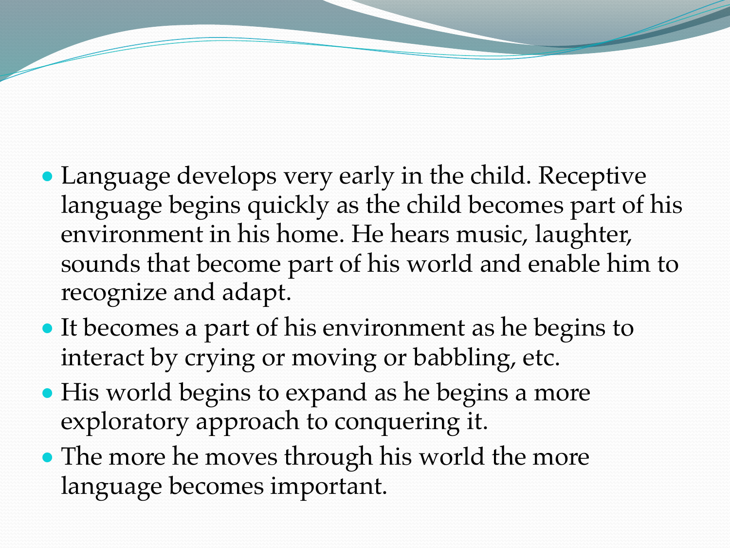- Language develops very early in the child. Receptive language begins quickly as the child becomes part of his environment in his home. He hears music, laughter, sounds that become part of his world and enable him to recognize and adapt.
- It becomes a part of his environment as he begins to interact by crying or moving or babbling, etc.
- His world begins to expand as he begins a more exploratory approach to conquering it.
- The more he moves through his world the more language becomes important.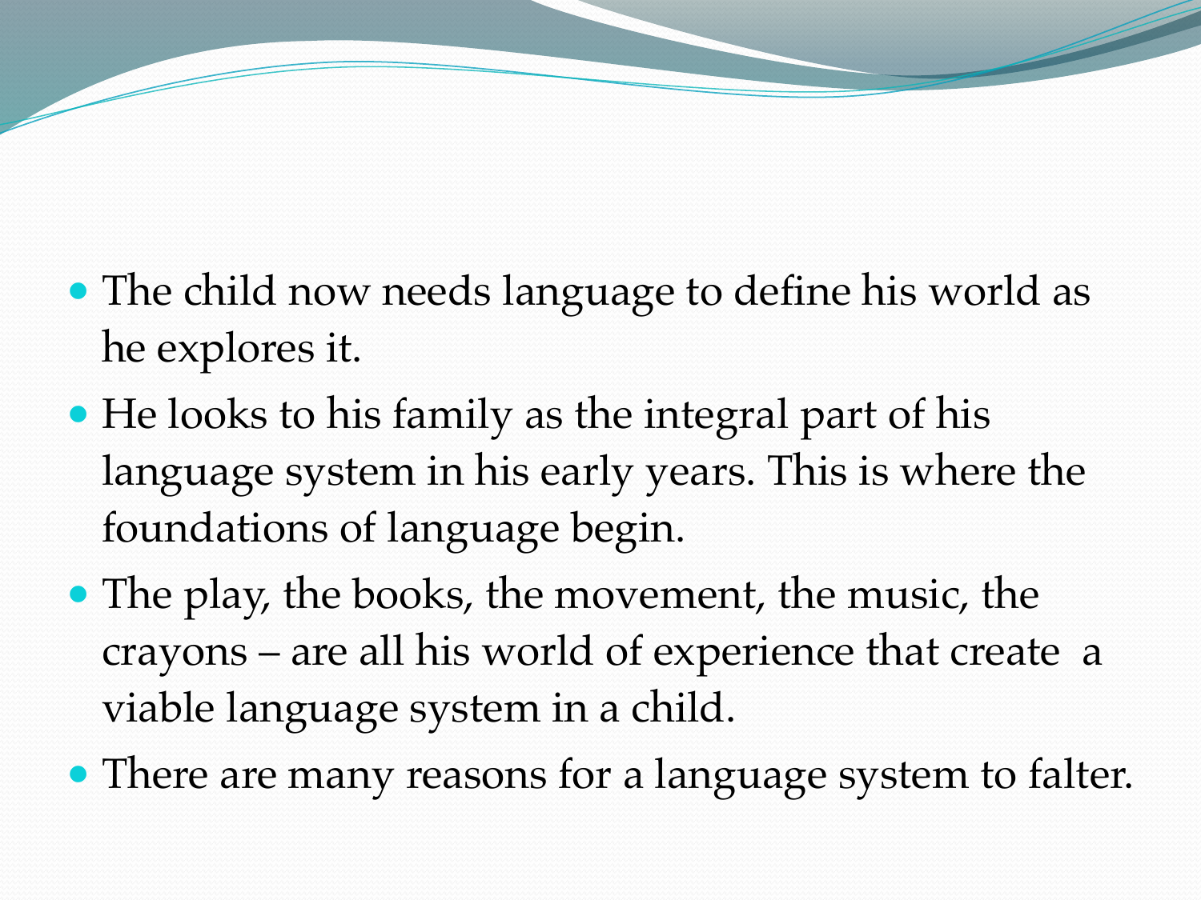- The child now needs language to define his world as he explores it.
- He looks to his family as the integral part of his language system in his early years. This is where the foundations of language begin.
- The play, the books, the movement, the music, the crayons – are all his world of experience that create a viable language system in a child.
- There are many reasons for a language system to falter.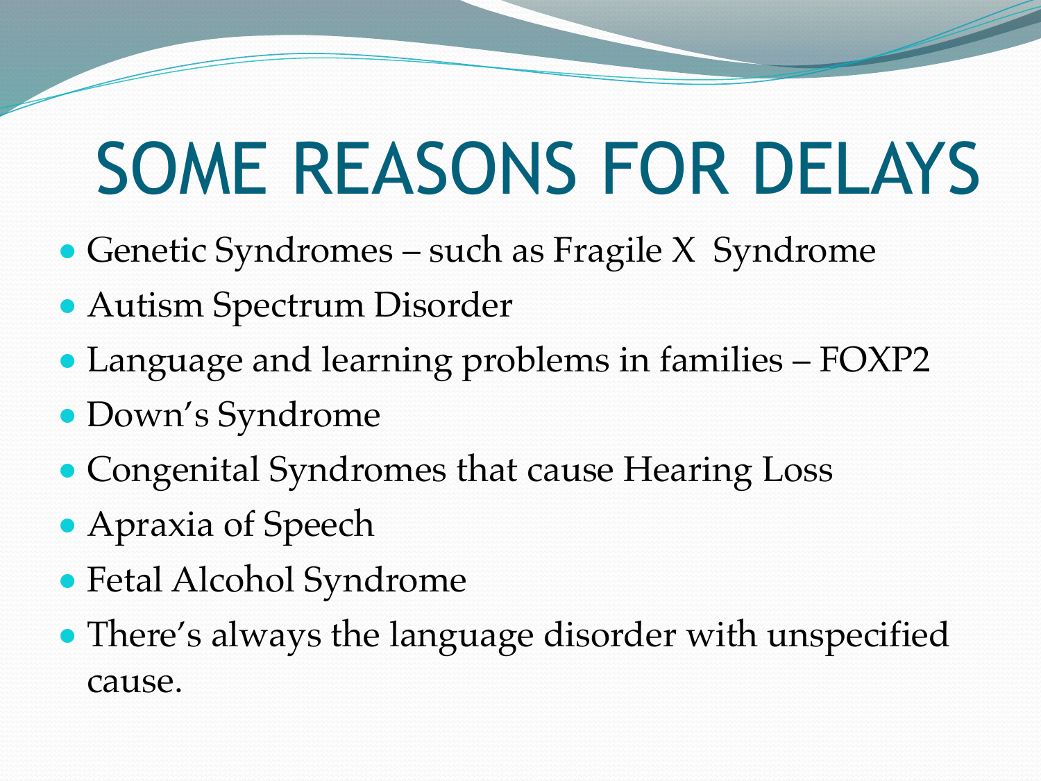# SOME REASONS FOR DELAYS

- Genetic Syndromes – such as Fragile X  Syndrome
- Autism Spectrum Disorder
- Language and learning problems in families – FOXP2
- Down's Syndrome
- Congenital Syndromes that cause Hearing Loss
- Apraxia of Speech
- Fetal Alcohol Syndrome
- There's always the language disorder with unspecified cause.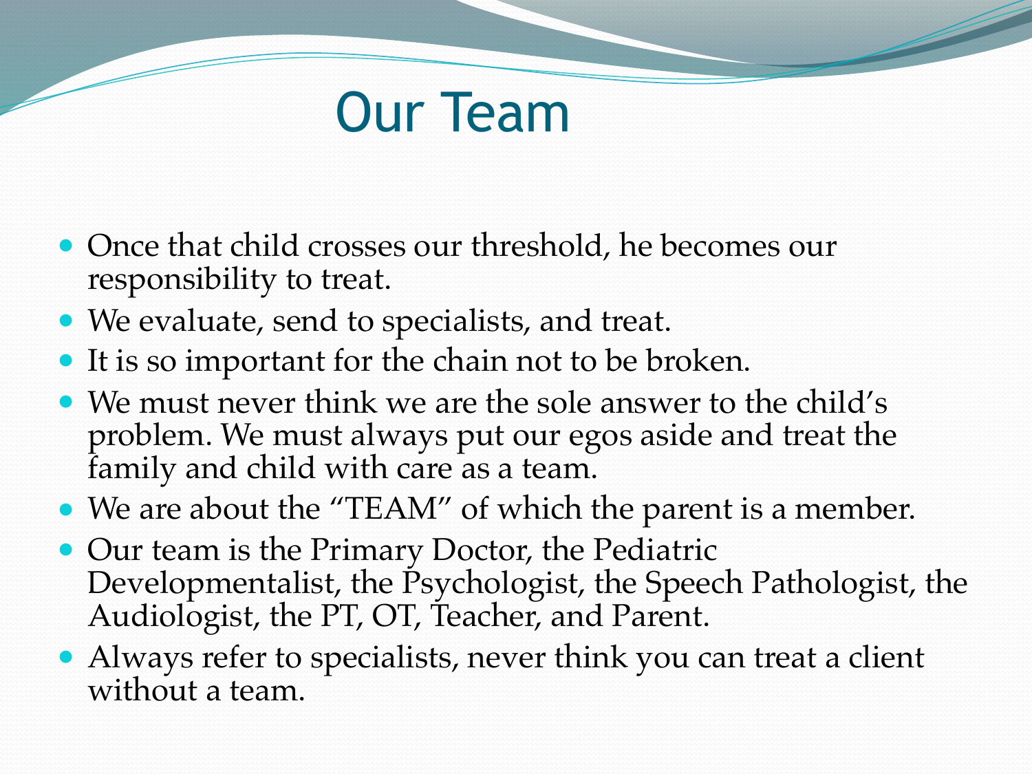# Our Team

- Once that child crosses our threshold, he becomes our responsibility to treat.
- We evaluate, send to specialists, and treat.
- It is so important for the chain not to be broken.
- We must never think we are the sole answer to the child's problem. We must always put our egos aside and treat the family and child with care as a team.
- We are about the "TEAM" of which the parent is a member.
- Our team is the Primary Doctor, the Pediatric Developmentalist, the Psychologist, the Speech Pathologist, the Audiologist, the PT, OT, Teacher, and Parent.
- Always refer to specialists, never think you can treat a client without a team.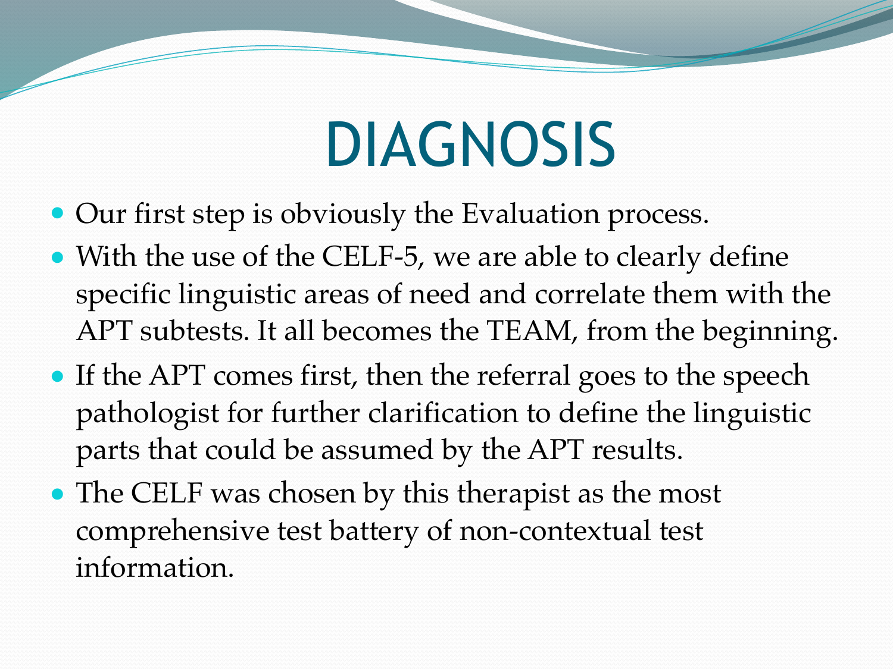# DIAGNOSIS

- Our first step is obviously the Evaluation process.
- With the use of the CELF-5, we are able to clearly define specific linguistic areas of need and correlate them with the APT subtests. It all becomes the TEAM, from the beginning.
- If the APT comes first, then the referral goes to the speech pathologist for further clarification to define the linguistic parts that could be assumed by the APT results.
- The CELF was chosen by this therapist as the most comprehensive test battery of non-contextual test information.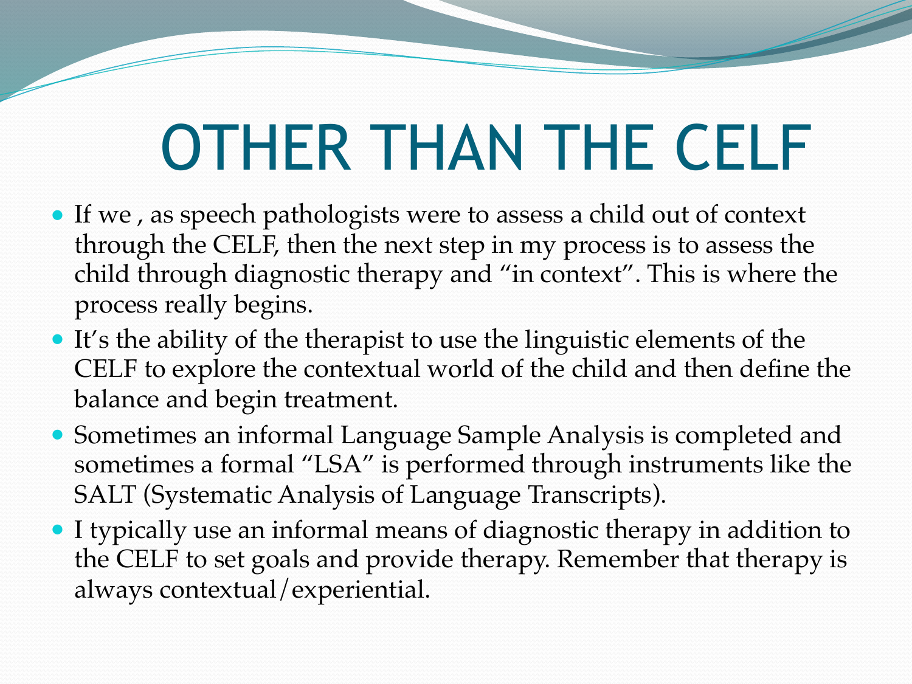# OTHER THAN THE CELF

- If we , as speech pathologists were to assess a child out of context through the CELF, then the next step in my process is to assess the child through diagnostic therapy and "in context". This is where the process really begins.
- It's the ability of the therapist to use the linguistic elements of the CELF to explore the contextual world of the child and then define the balance and begin treatment.
- Sometimes an informal Language Sample Analysis is completed and sometimes a formal "LSA" is performed through instruments like the SALT (Systematic Analysis of Language Transcripts).
- I typically use an informal means of diagnostic therapy in addition to the CELF to set goals and provide therapy. Remember that therapy is always contextual/experiential.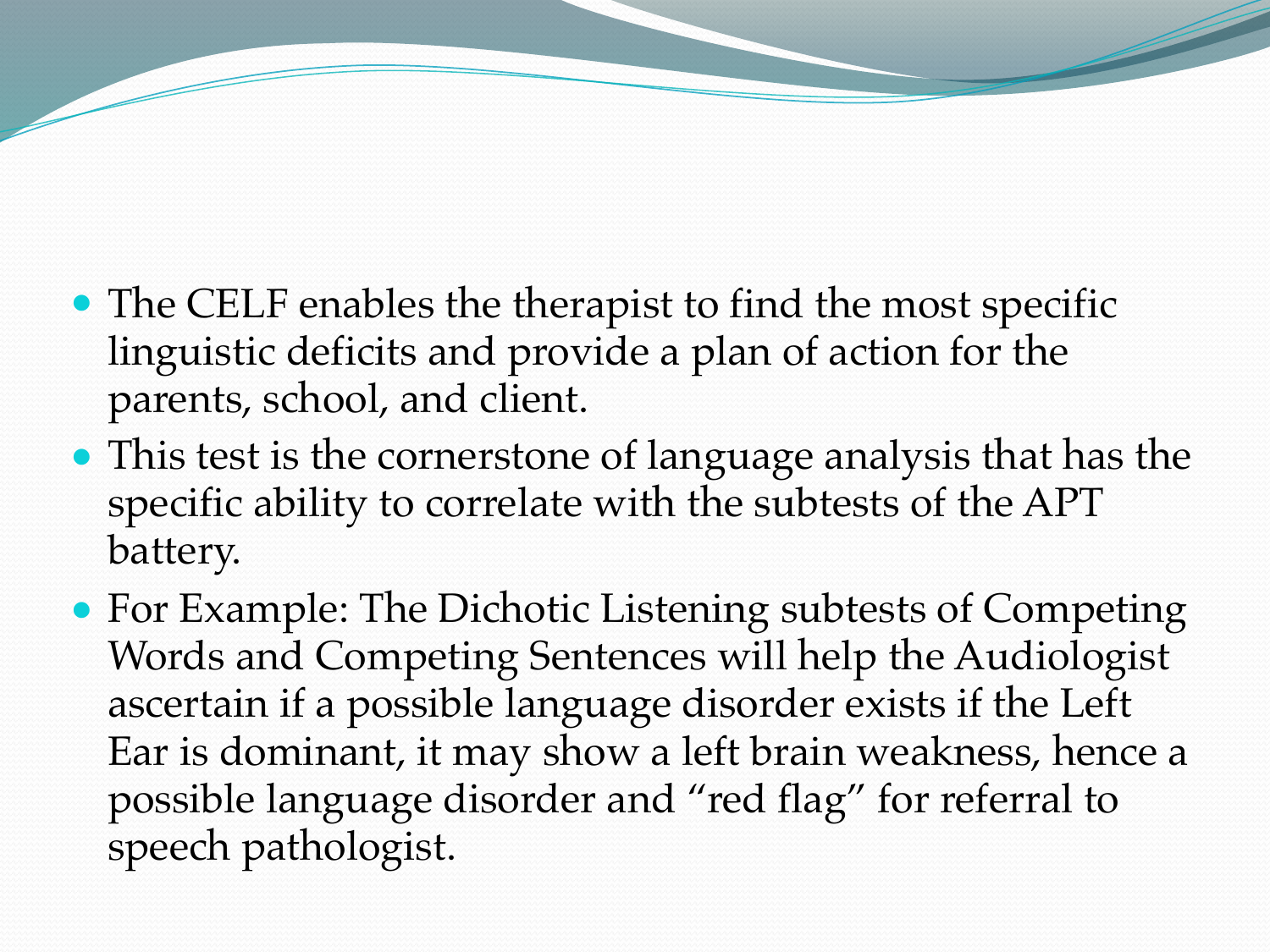- The CELF enables the therapist to find the most specific linguistic deficits and provide a plan of action for the parents, school, and client.
- This test is the cornerstone of language analysis that has the specific ability to correlate with the subtests of the APT battery.
- For Example: The Dichotic Listening subtests of Competing Words and Competing Sentences will help the Audiologist ascertain if a possible language disorder exists if the Left Ear is dominant, it may show a left brain weakness, hence a possible language disorder and "red flag" for referral to speech pathologist.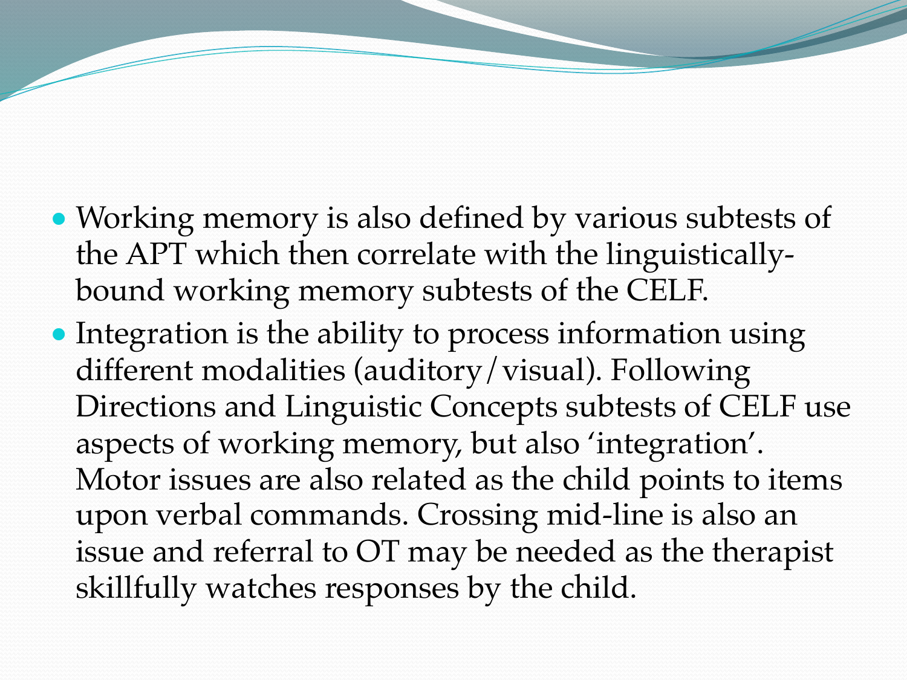- Working memory is also defined by various subtests of the APT which then correlate with the linguistically-bound working memory subtests of the CELF.
- Integration is the ability to process information using different modalities (auditory/visual). Following Directions and Linguistic Concepts subtests of CELF use aspects of working memory, but also 'integration'. Motor issues are also related as the child points to items upon verbal commands. Crossing mid-line is also an issue and referral to OT may be needed as the therapist skillfully watches responses by the child.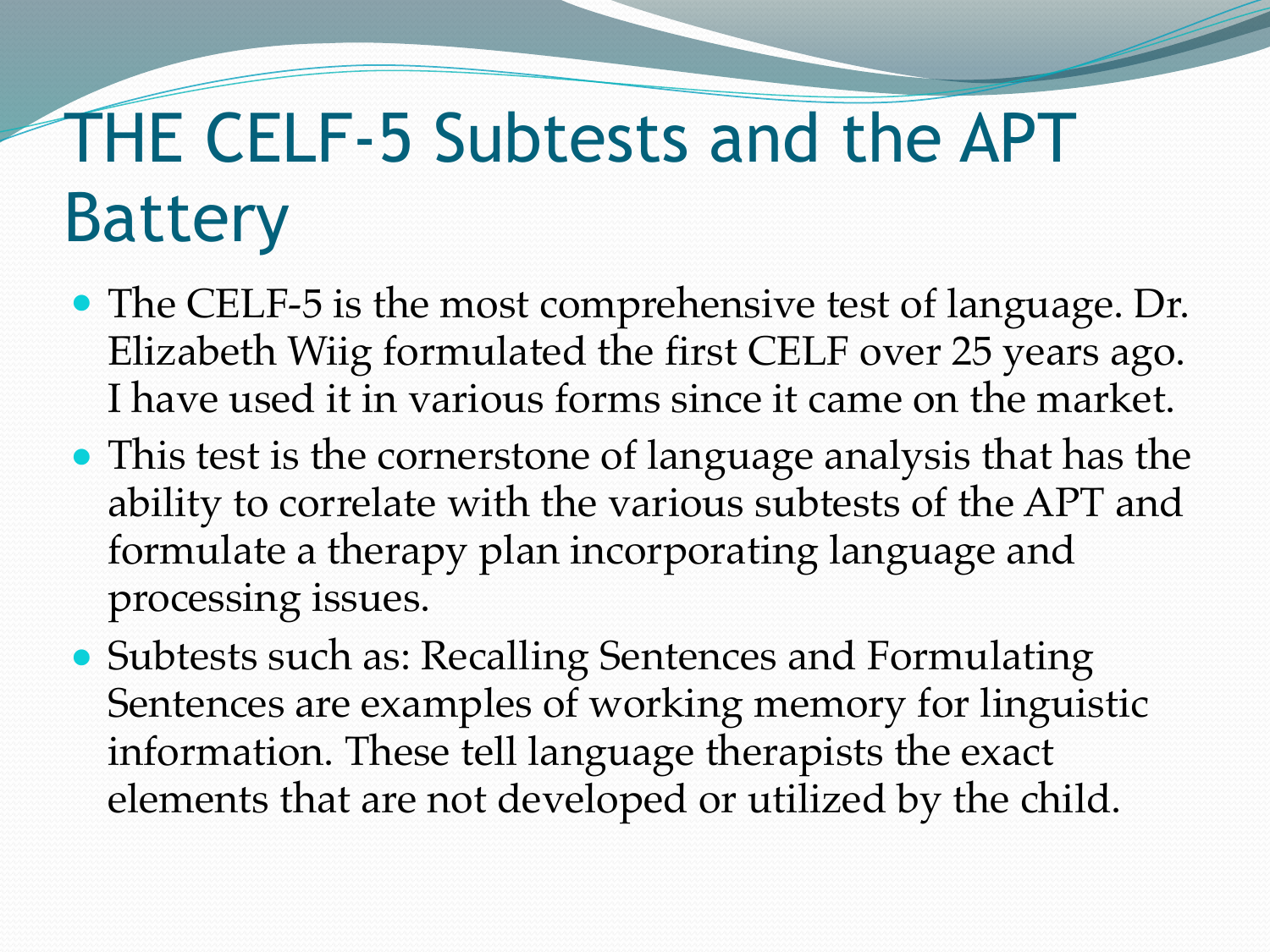# THE CELF-5 Subtests and the APT Battery

- The CELF-5 is the most comprehensive test of language. Dr. Elizabeth Wiig formulated the first CELF over 25 years ago. I have used it in various forms since it came on the market.
- This test is the cornerstone of language analysis that has the ability to correlate with the various subtests of the APT and formulate a therapy plan incorporating language and processing issues.
- Subtests such as: Recalling Sentences and Formulating Sentences are examples of working memory for linguistic information. These tell language therapists the exact elements that are not developed or utilized by the child.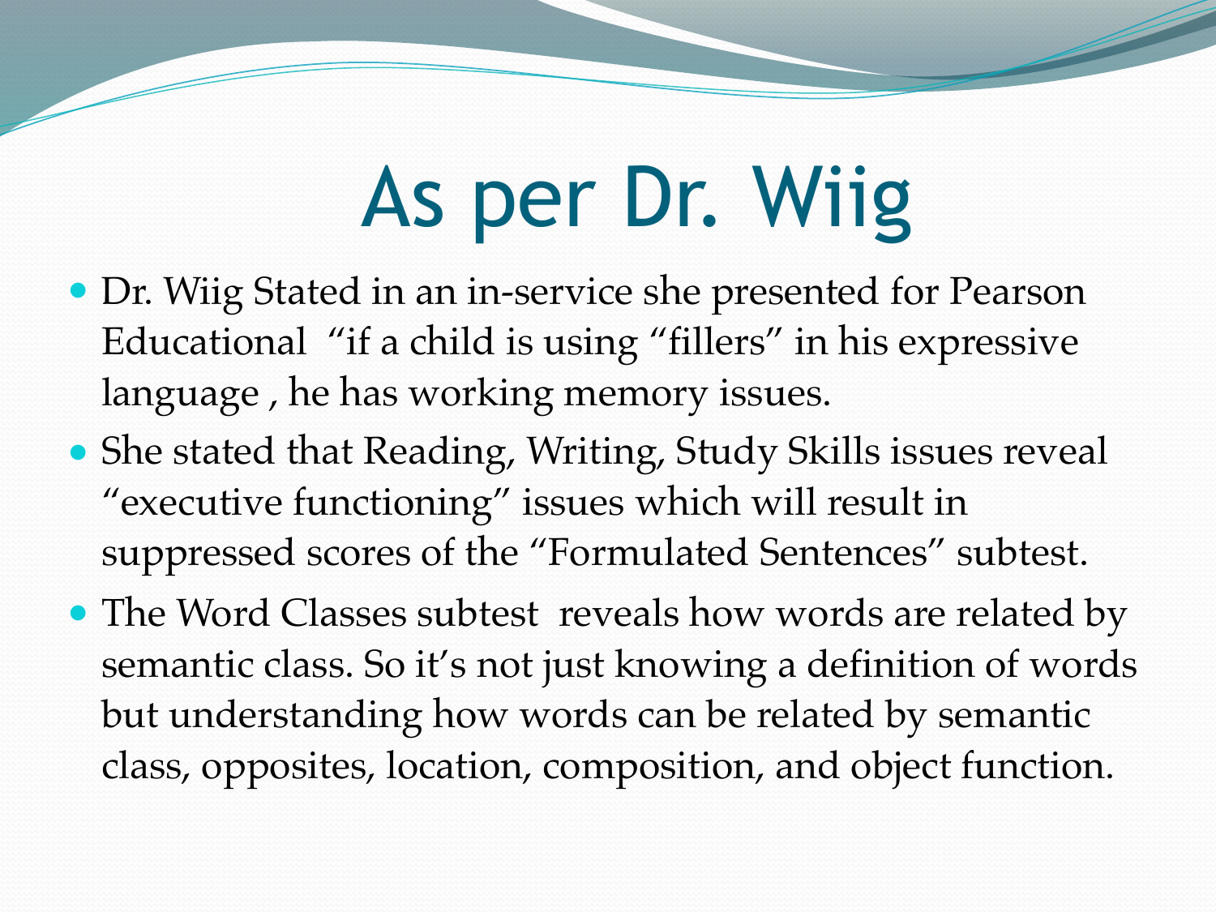# As per Dr. Wiig

- Dr. Wiig Stated in an in-service she presented for Pearson Educational "if a child is using "fillers" in his expressive language , he has working memory issues.
- She stated that Reading, Writing, Study Skills issues reveal "executive functioning" issues which will result in suppressed scores of the "Formulated Sentences" subtest.
- The Word Classes subtest reveals how words are related by semantic class. So it's not just knowing a definition of words but understanding how words can be related by semantic class, opposites, location, composition, and object function.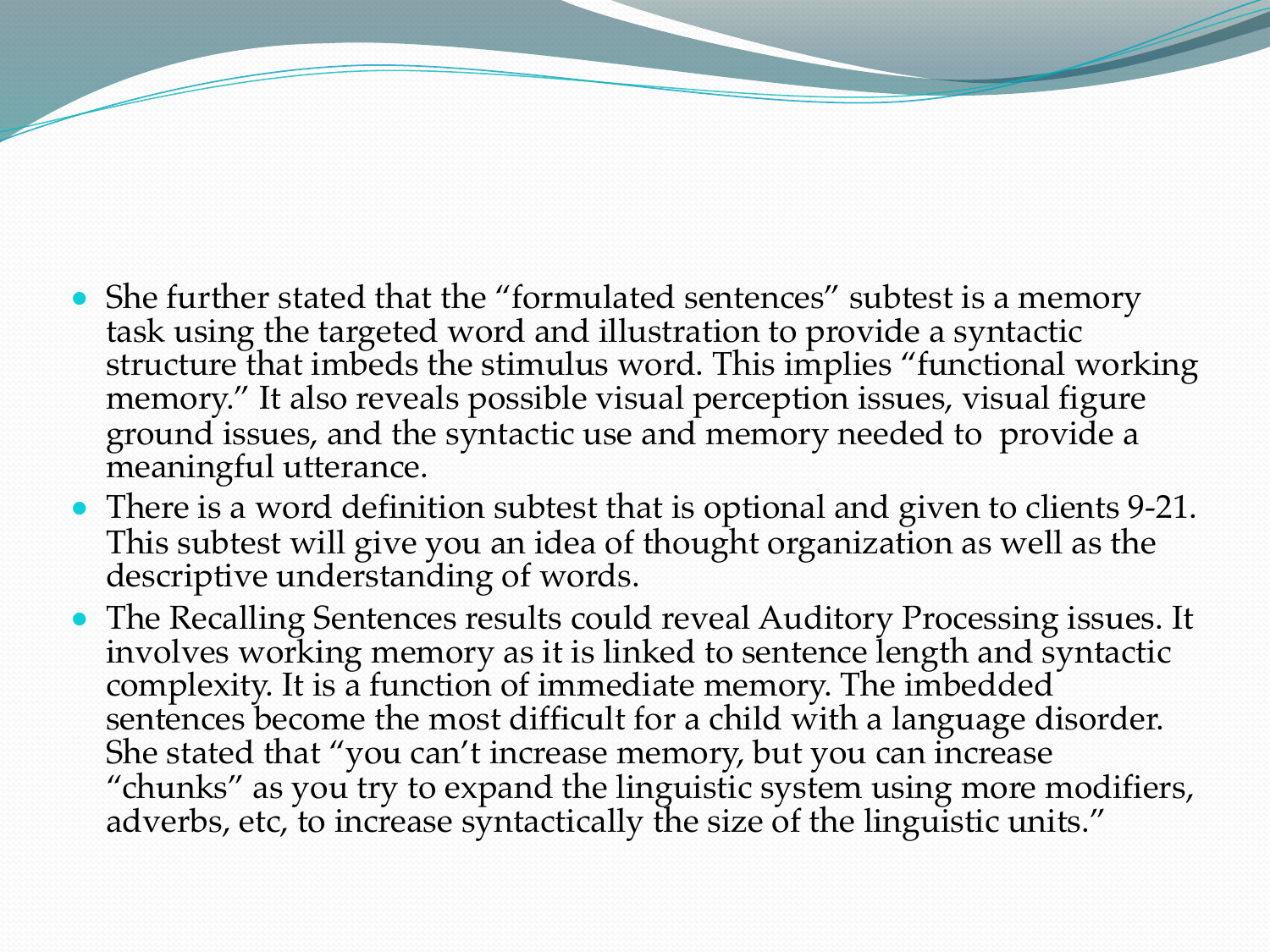- She further stated that the "formulated sentences" subtest is a memory task using the targeted word and illustration to provide a syntactic structure that imbeds the stimulus word. This implies "functional working memory." It also reveals possible visual perception issues, visual figure ground issues, and the syntactic use and memory needed to provide a meaningful utterance.
- There is a word definition subtest that is optional and given to clients 9-21. This subtest will give you an idea of thought organization as well as the descriptive understanding of words.
- The Recalling Sentences results could reveal Auditory Processing issues. It involves working memory as it is linked to sentence length and syntactic complexity. It is a function of immediate memory. The imbedded sentences become the most difficult for a child with a language disorder. She stated that "you can't increase memory, but you can increase "chunks" as you try to expand the linguistic system using more modifiers, adverbs, etc, to increase syntactically the size of the linguistic units."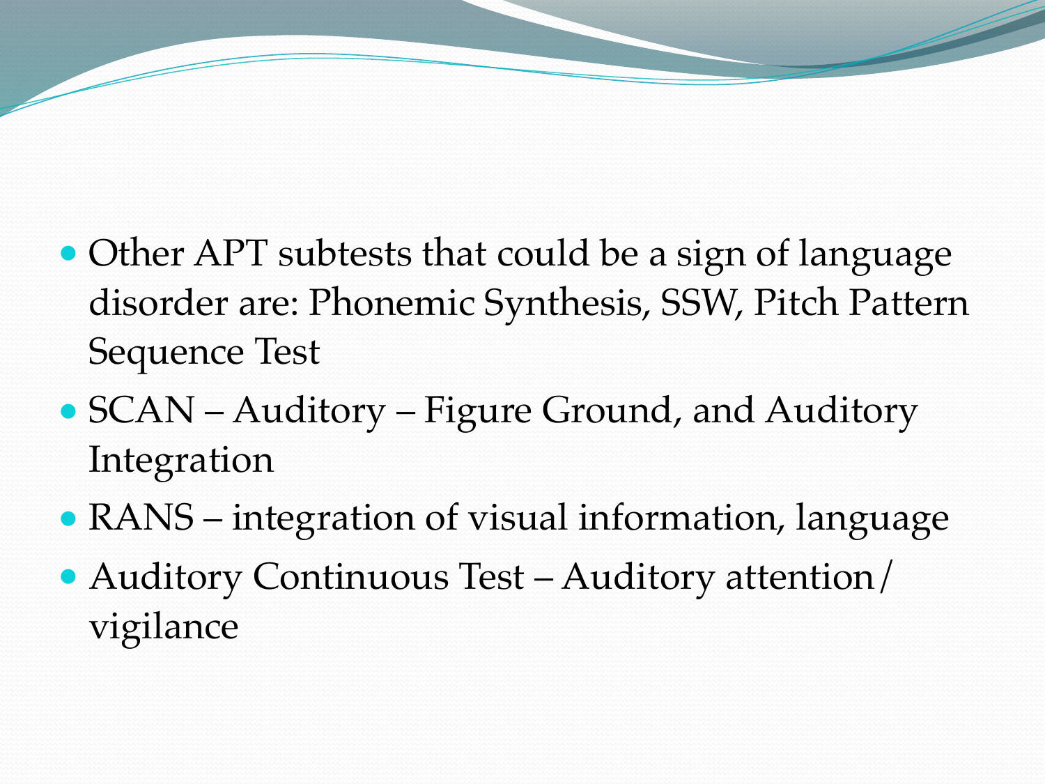- Other APT subtests that could be a sign of language disorder are: Phonemic Synthesis, SSW, Pitch Pattern Sequence Test
- SCAN – Auditory – Figure Ground, and Auditory Integration
- RANS – integration of visual information, language
- Auditory Continuous Test – Auditory attention/ vigilance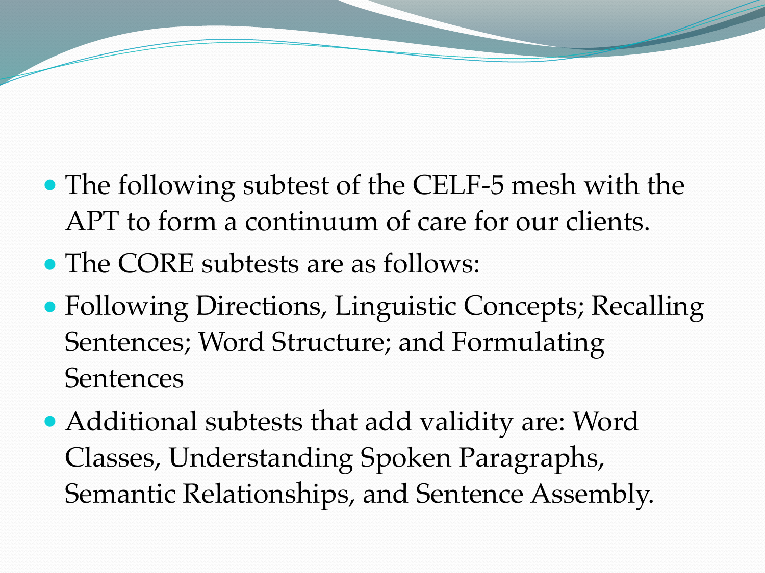- The following subtest of the CELF-5 mesh with the APT to form a continuum of care for our clients.
- The CORE subtests are as follows:
- Following Directions, Linguistic Concepts; Recalling Sentences; Word Structure; and Formulating Sentences
- Additional subtests that add validity are: Word Classes, Understanding Spoken Paragraphs, Semantic Relationships, and Sentence Assembly.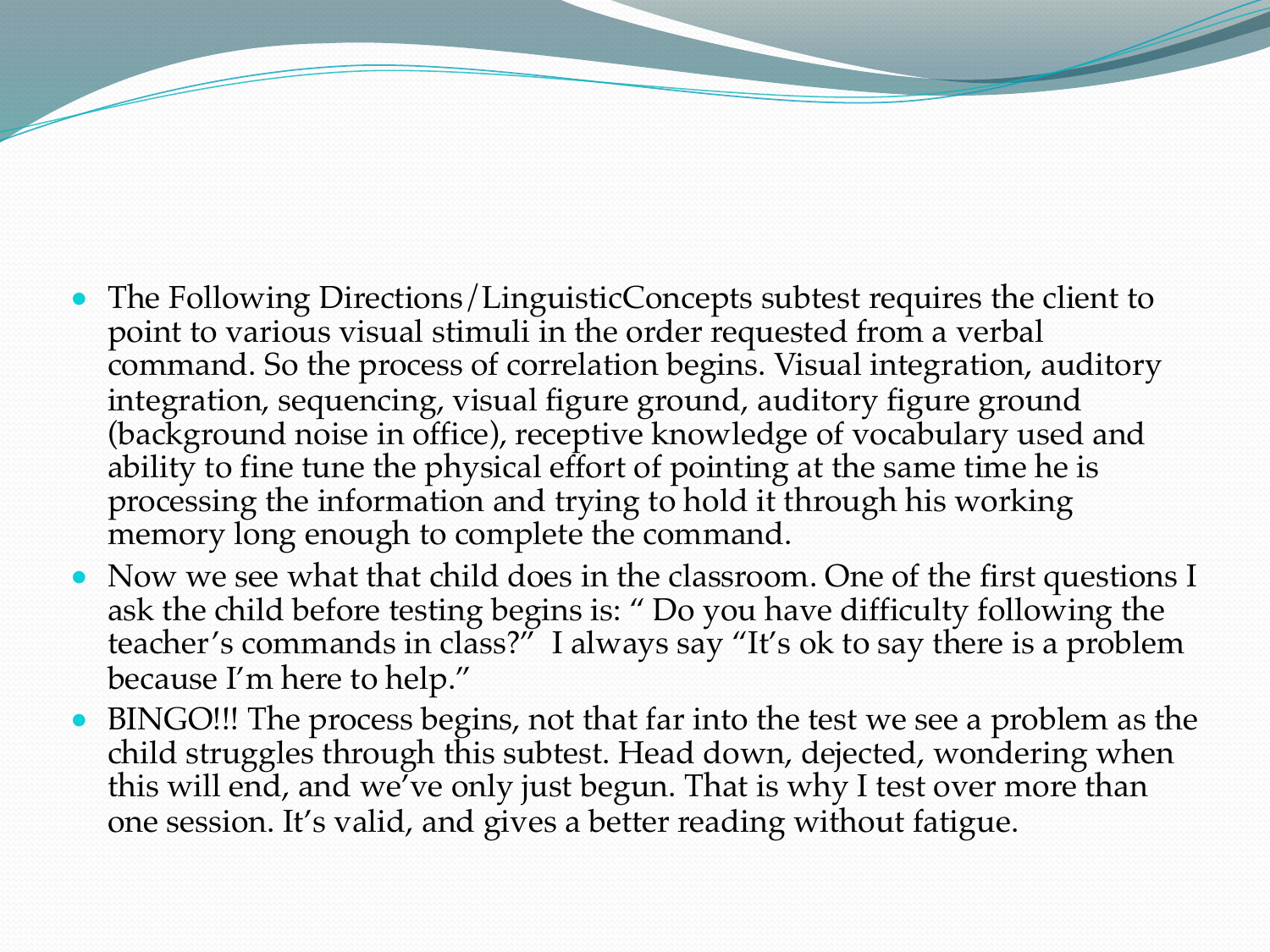- The Following Directions/LinguisticConcepts subtest requires the client to point to various visual stimuli in the order requested from a verbal command. So the process of correlation begins. Visual integration, auditory integration, sequencing, visual figure ground, auditory figure ground (background noise in office), receptive knowledge of vocabulary used and ability to fine tune the physical effort of pointing at the same time he is processing the information and trying to hold it through his working memory long enough to complete the command.
- Now we see what that child does in the classroom. One of the first questions I ask the child before testing begins is: " Do you have difficulty following the teacher's commands in class?" I always say "It's ok to say there is a problem because I'm here to help."
- BINGO!!! The process begins, not that far into the test we see a problem as the child struggles through this subtest. Head down, dejected, wondering when this will end, and we've only just begun. That is why I test over more than one session. It's valid, and gives a better reading without fatigue.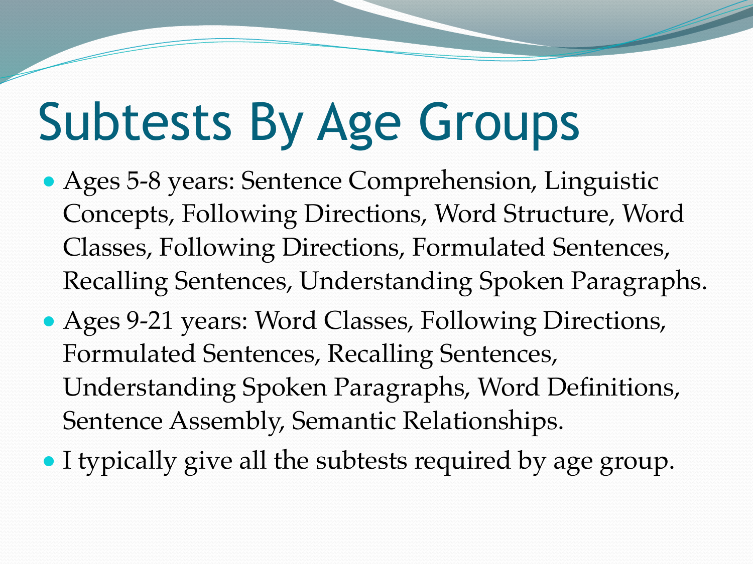# Subtests By Age Groups

- Ages 5-8 years: Sentence Comprehension, Linguistic Concepts, Following Directions, Word Structure, Word Classes, Following Directions, Formulated Sentences, Recalling Sentences, Understanding Spoken Paragraphs.
- Ages 9-21 years: Word Classes, Following Directions, Formulated Sentences, Recalling Sentences, Understanding Spoken Paragraphs, Word Definitions, Sentence Assembly, Semantic Relationships.
- I typically give all the subtests required by age group.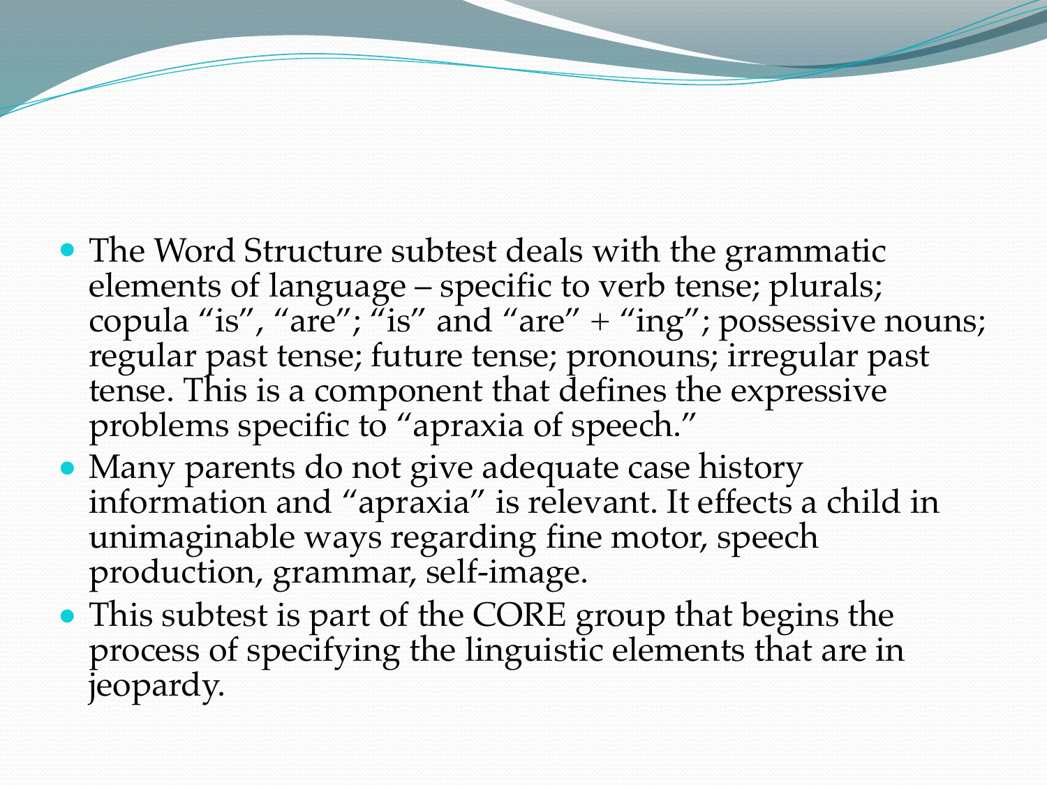- The Word Structure subtest deals with the grammatic elements of language – specific to verb tense; plurals; copula "is", "are"; "is" and "are" + "ing"; possessive nouns; regular past tense; future tense; pronouns; irregular past tense. This is a component that defines the expressive problems specific to "apraxia of speech."
- Many parents do not give adequate case history information and "apraxia" is relevant. It effects a child in unimaginable ways regarding fine motor, speech production, grammar, self-image.
- This subtest is part of the CORE group that begins the process of specifying the linguistic elements that are in jeopardy.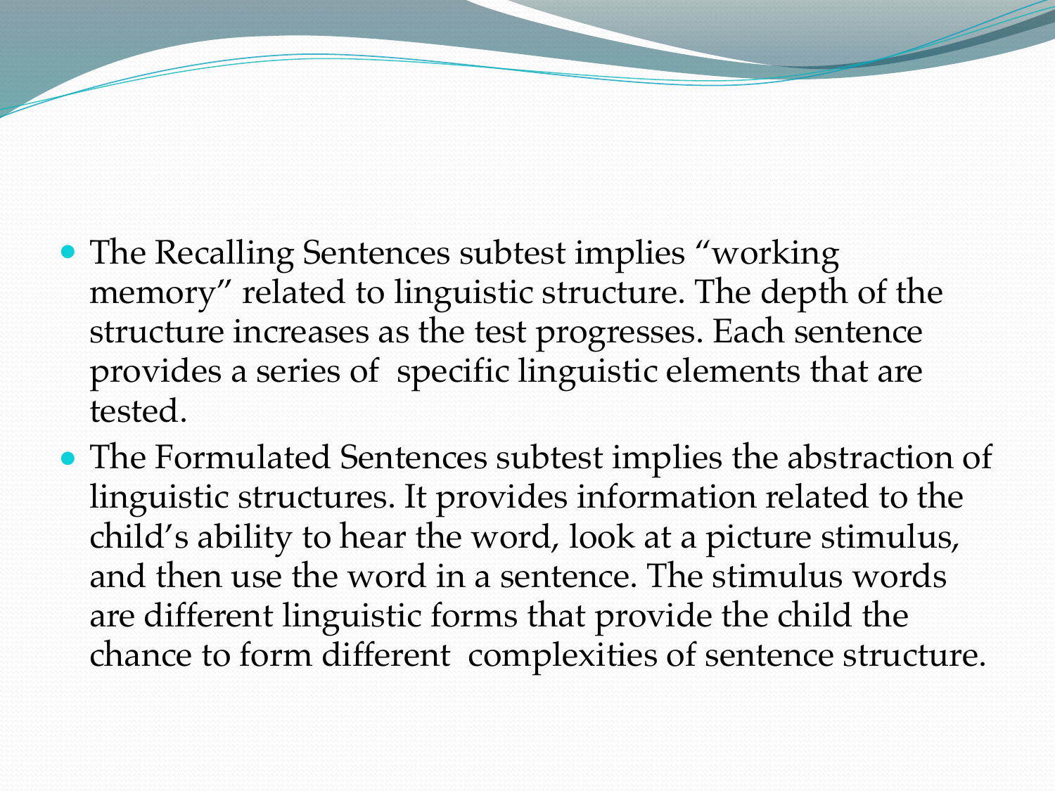- The Recalling Sentences subtest implies "working memory" related to linguistic structure. The depth of the structure increases as the test progresses. Each sentence provides a series of specific linguistic elements that are tested.
- The Formulated Sentences subtest implies the abstraction of linguistic structures. It provides information related to the child's ability to hear the word, look at a picture stimulus, and then use the word in a sentence. The stimulus words are different linguistic forms that provide the child the chance to form different complexities of sentence structure.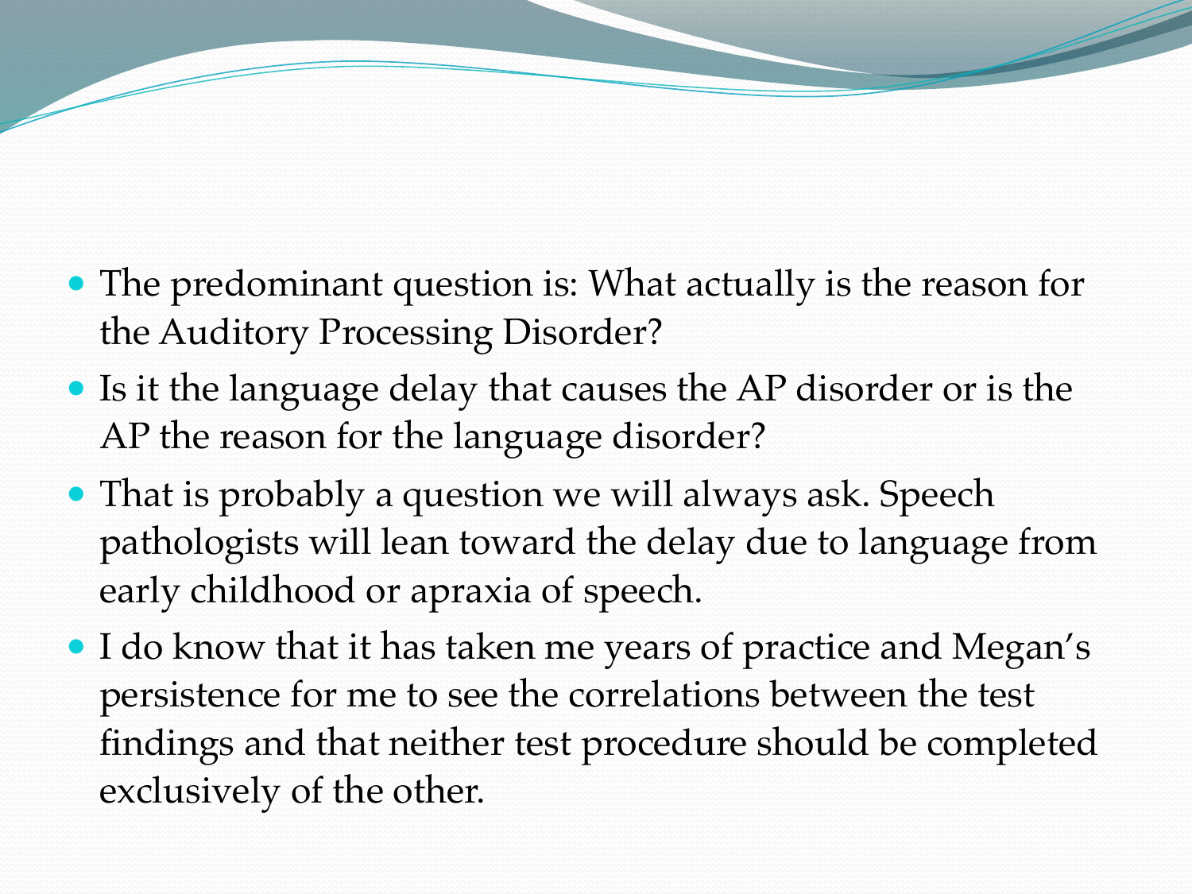- The predominant question is: What actually is the reason for the Auditory Processing Disorder?
- Is it the language delay that causes the AP disorder or is the AP the reason for the language disorder?
- That is probably a question we will always ask. Speech pathologists will lean toward the delay due to language from early childhood or apraxia of speech.
- I do know that it has taken me years of practice and Megan's persistence for me to see the correlations between the test findings and that neither test procedure should be completed exclusively of the other.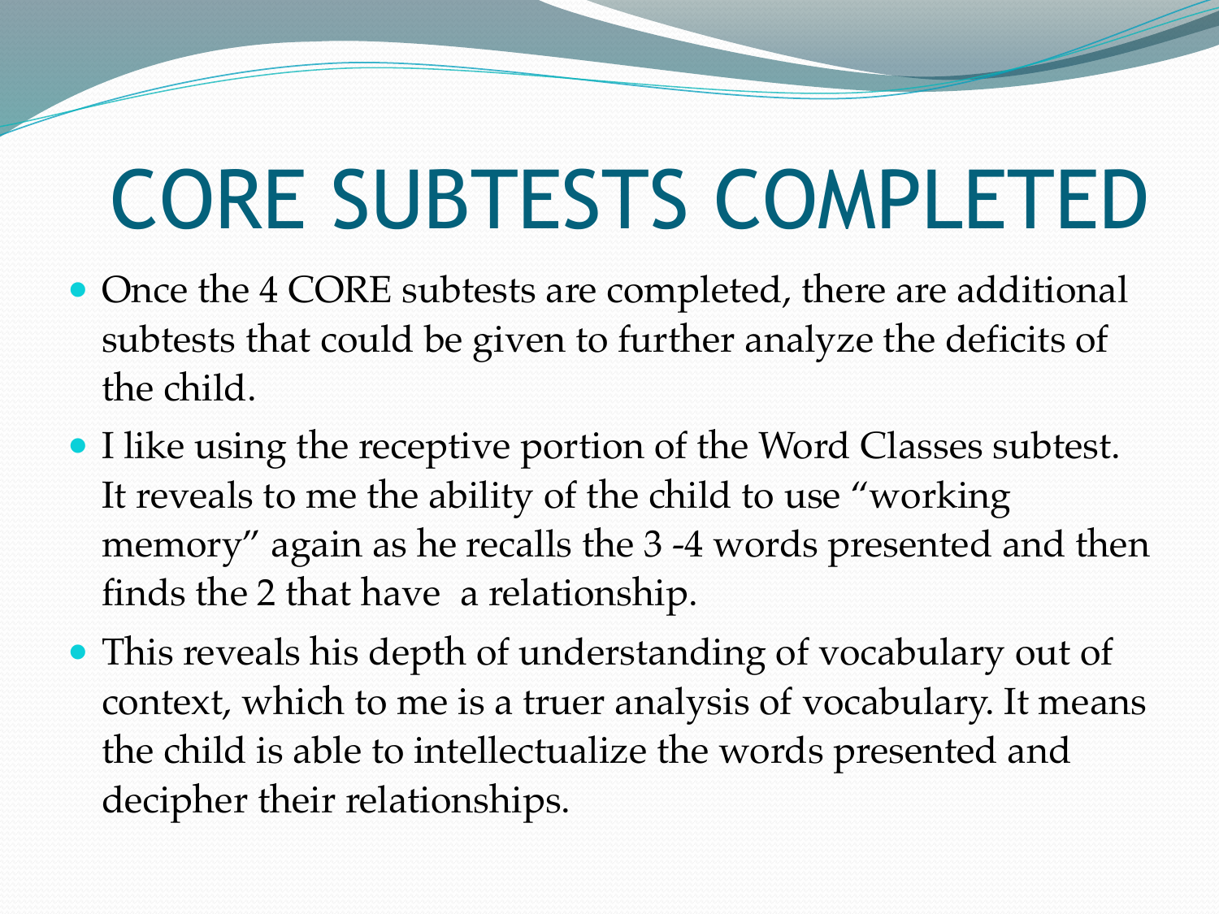# CORE SUBTESTS COMPLETED

- Once the 4 CORE subtests are completed, there are additional subtests that could be given to further analyze the deficits of the child.
- I like using the receptive portion of the Word Classes subtest. It reveals to me the ability of the child to use "working memory" again as he recalls the 3 -4 words presented and then finds the 2 that have a relationship.
- This reveals his depth of understanding of vocabulary out of context, which to me is a truer analysis of vocabulary. It means the child is able to intellectualize the words presented and decipher their relationships.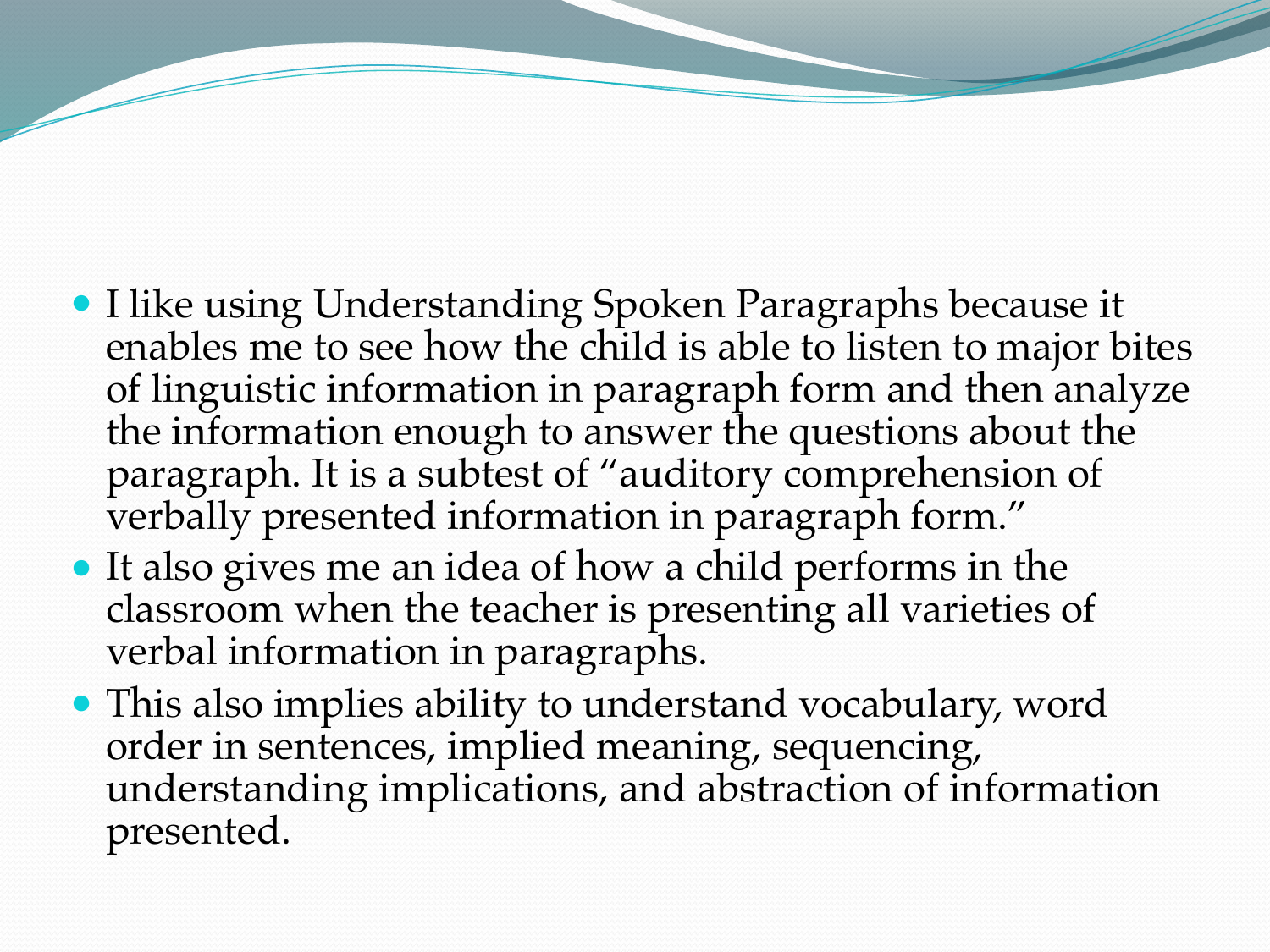- I like using Understanding Spoken Paragraphs because it enables me to see how the child is able to listen to major bites of linguistic information in paragraph form and then analyze the information enough to answer the questions about the paragraph. It is a subtest of "auditory comprehension of verbally presented information in paragraph form."
- It also gives me an idea of how a child performs in the classroom when the teacher is presenting all varieties of verbal information in paragraphs.
- This also implies ability to understand vocabulary, word order in sentences, implied meaning, sequencing, understanding implications, and abstraction of information presented.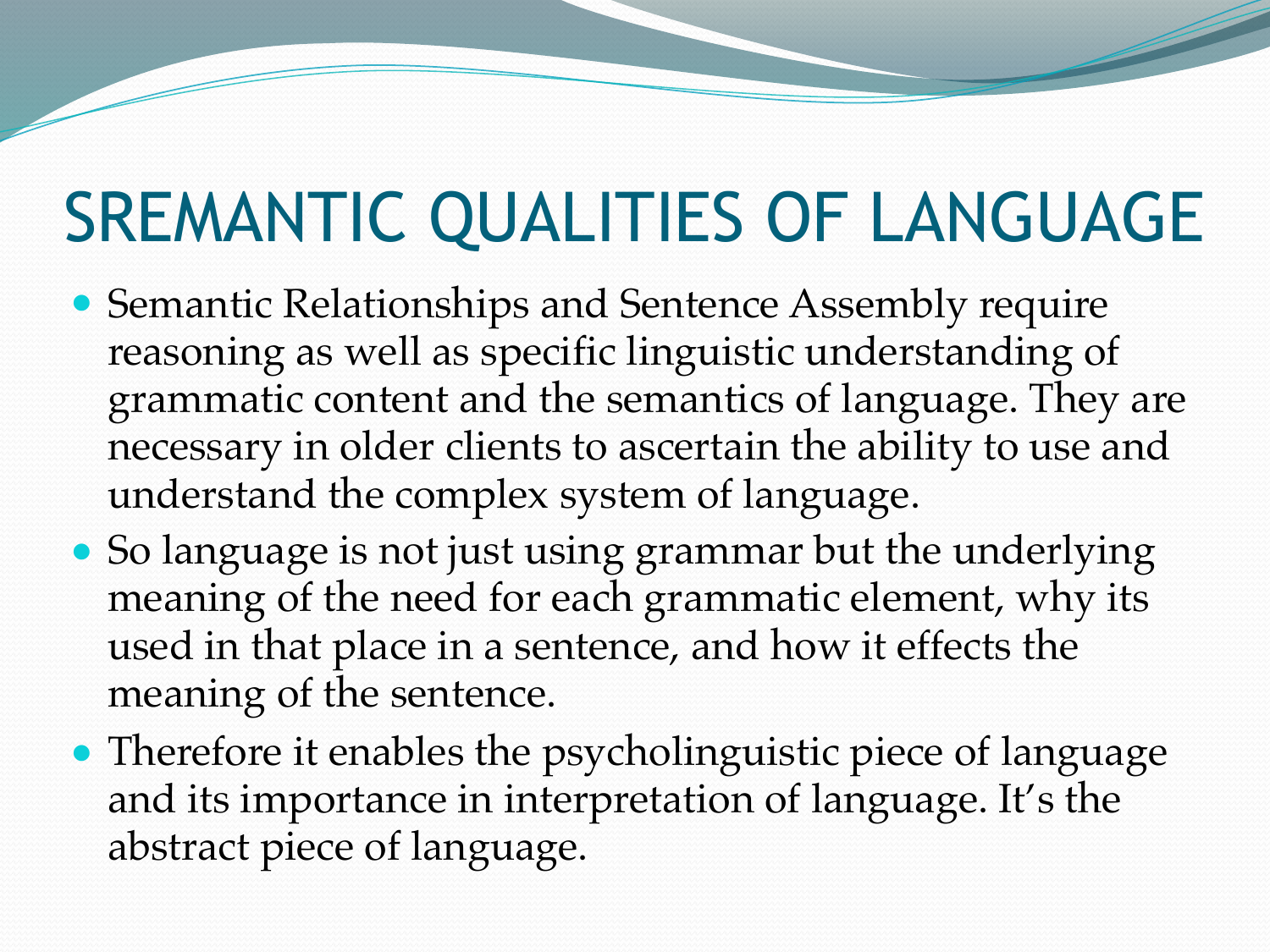# SREMANTIC QUALITIES OF LANGUAGE

- Semantic Relationships and Sentence Assembly require reasoning as well as specific linguistic understanding of grammatic content and the semantics of language. They are necessary in older clients to ascertain the ability to use and understand the complex system of language.
- So language is not just using grammar but the underlying meaning of the need for each grammatic element, why its used in that place in a sentence, and how it effects the meaning of the sentence.
- Therefore it enables the psycholinguistic piece of language and its importance in interpretation of language. It's the abstract piece of language.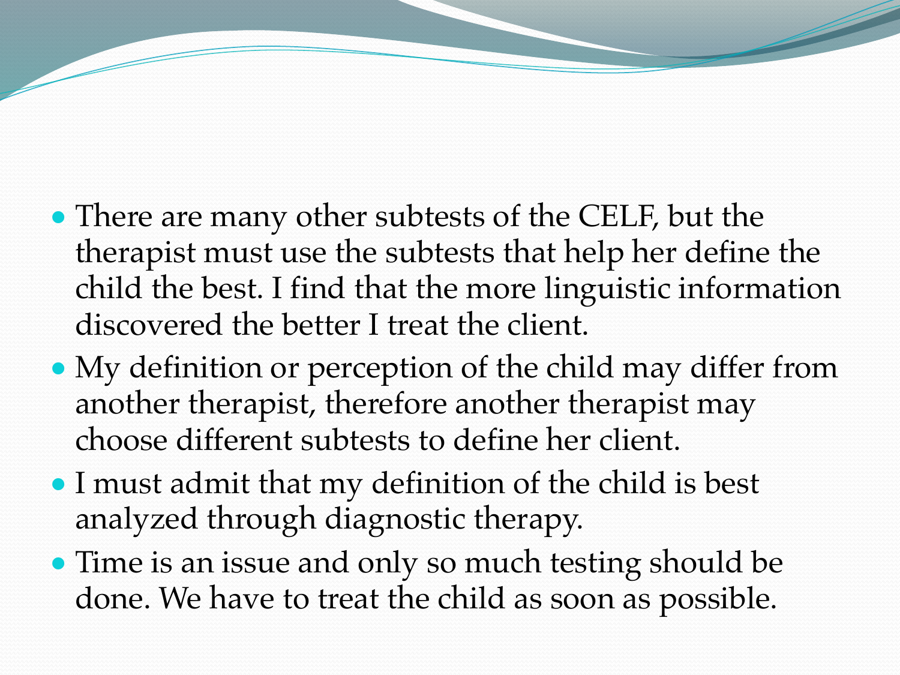- There are many other subtests of the CELF, but the therapist must use the subtests that help her define the child the best. I find that the more linguistic information discovered the better I treat the client.
- My definition or perception of the child may differ from another therapist, therefore another therapist may choose different subtests to define her client.
- I must admit that my definition of the child is best analyzed through diagnostic therapy.
- Time is an issue and only so much testing should be done. We have to treat the child as soon as possible.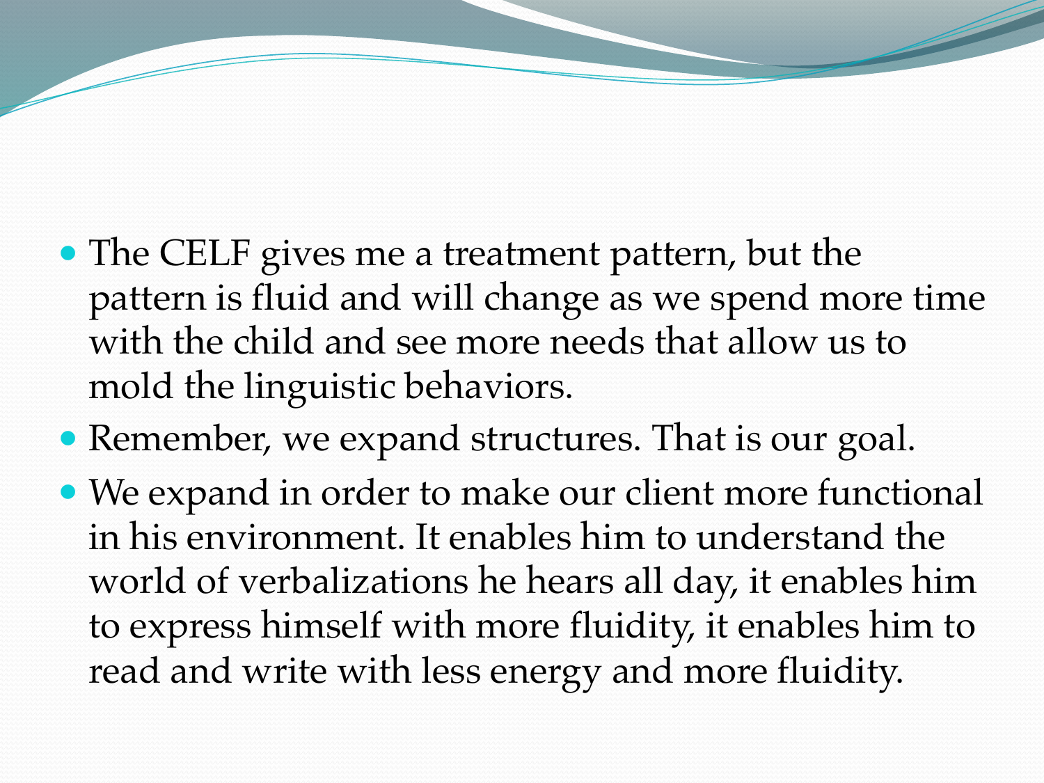- The CELF gives me a treatment pattern, but the pattern is fluid and will change as we spend more time with the child and see more needs that allow us to mold the linguistic behaviors.
- Remember, we expand structures. That is our goal.
- We expand in order to make our client more functional in his environment. It enables him to understand the world of verbalizations he hears all day, it enables him to express himself with more fluidity, it enables him to read and write with less energy and more fluidity.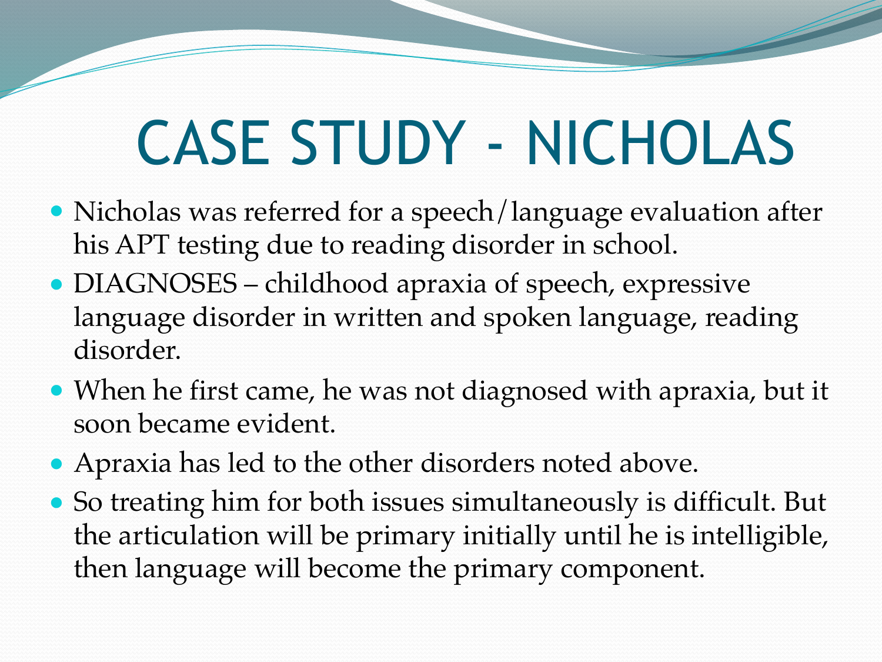# CASE STUDY - NICHOLAS

- Nicholas was referred for a speech/language evaluation after his APT testing due to reading disorder in school.
- DIAGNOSES – childhood apraxia of speech, expressive language disorder in written and spoken language, reading disorder.
- When he first came, he was not diagnosed with apraxia, but it soon became evident.
- Apraxia has led to the other disorders noted above.
- So treating him for both issues simultaneously is difficult. But the articulation will be primary initially until he is intelligible, then language will become the primary component.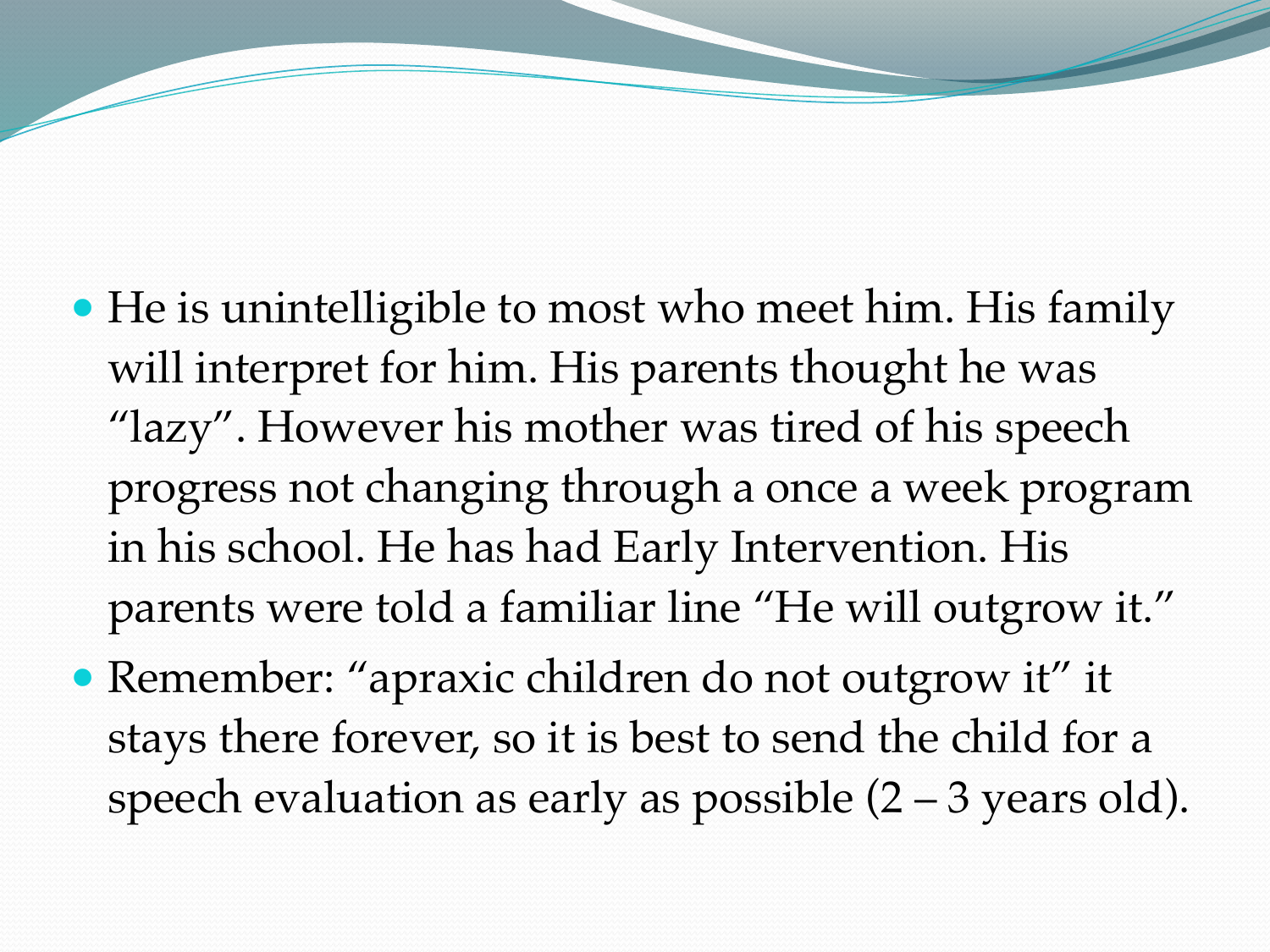- He is unintelligible to most who meet him. His family will interpret for him. His parents thought he was "lazy". However his mother was tired of his speech progress not changing through a once a week program in his school. He has had Early Intervention. His parents were told a familiar line "He will outgrow it."
- Remember: "apraxic children do not outgrow it" it stays there forever, so it is best to send the child for a speech evaluation as early as possible (2 – 3 years old).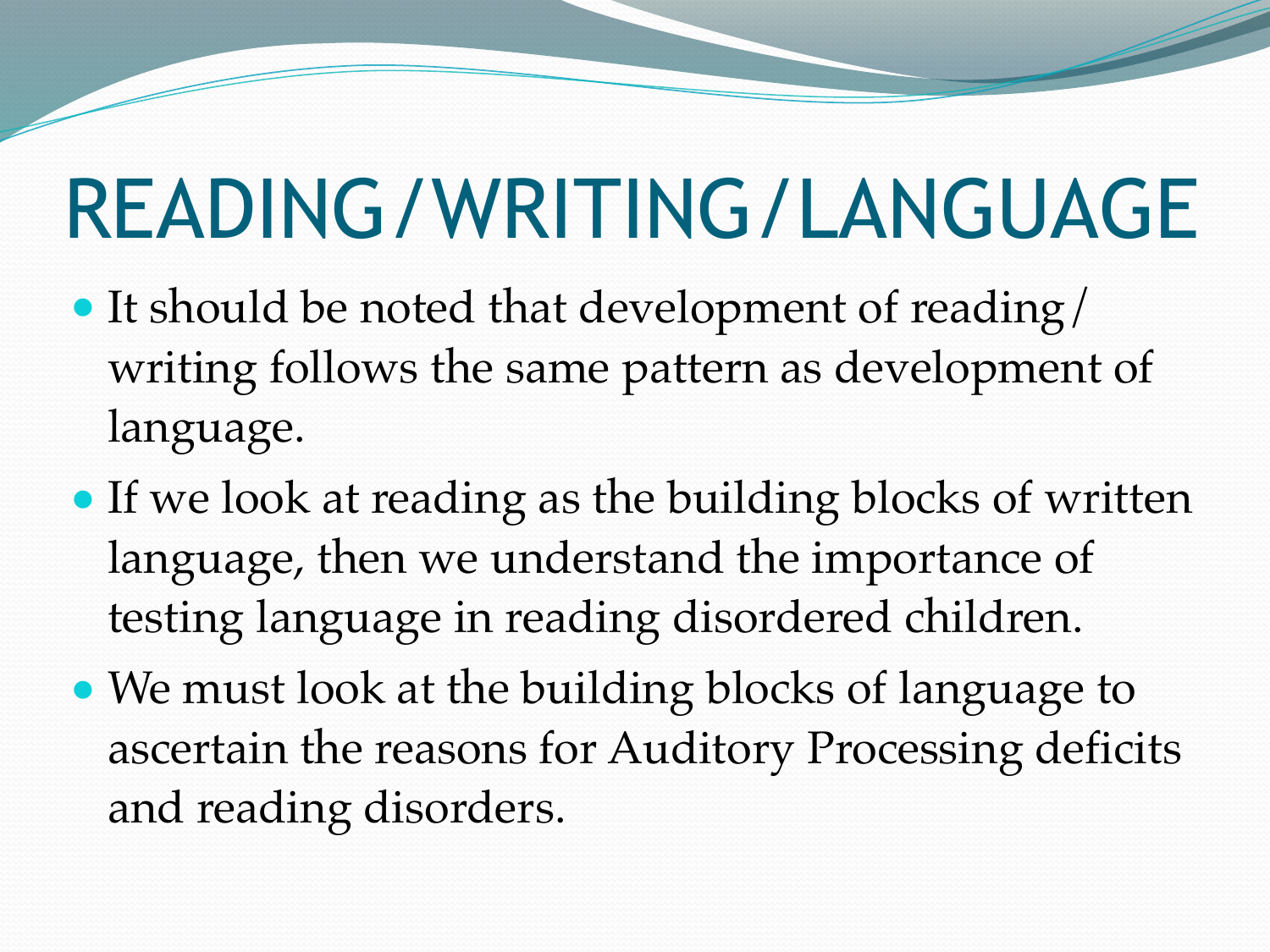# READING/WRITING/LANGUAGE

- It should be noted that development of reading/ writing follows the same pattern as development of language.
- If we look at reading as the building blocks of written language, then we understand the importance of testing language in reading disordered children.
- We must look at the building blocks of language to ascertain the reasons for Auditory Processing deficits and reading disorders.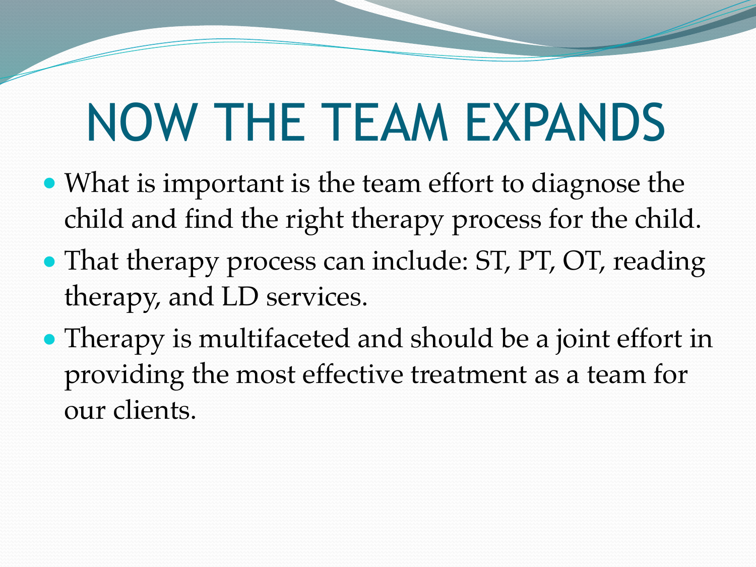# NOW THE TEAM EXPANDS

- What is important is the team effort to diagnose the child and find the right therapy process for the child.
- That therapy process can include: ST, PT, OT, reading therapy, and LD services.
- Therapy is multifaceted and should be a joint effort in providing the most effective treatment as a team for our clients.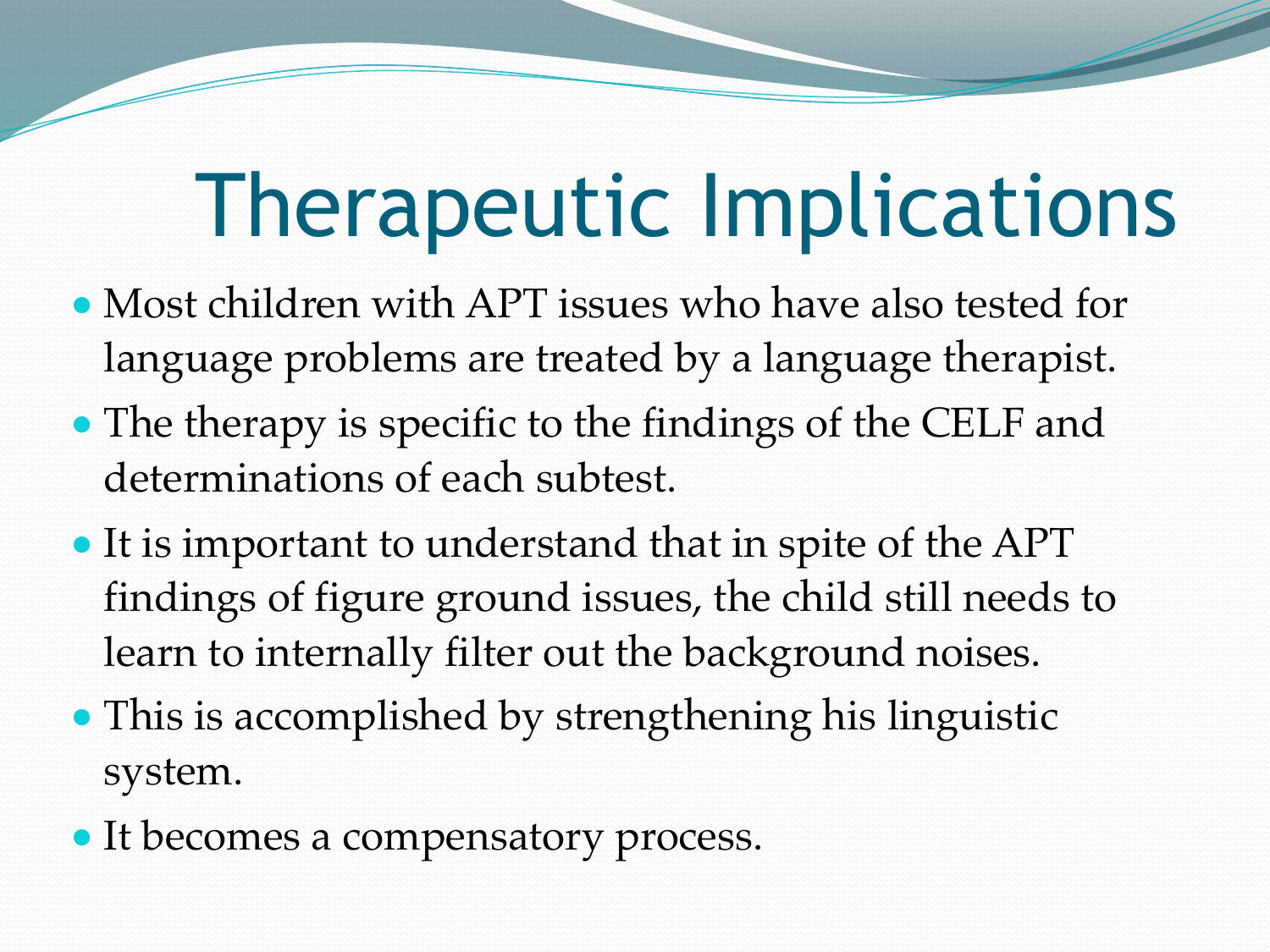# Therapeutic Implications

- Most children with APT issues who have also tested for language problems are treated by a language therapist.
- The therapy is specific to the findings of the CELF and determinations of each subtest.
- It is important to understand that in spite of the APT findings of figure ground issues, the child still needs to learn to internally filter out the background noises.
- This is accomplished by strengthening his linguistic system.
- It becomes a compensatory process.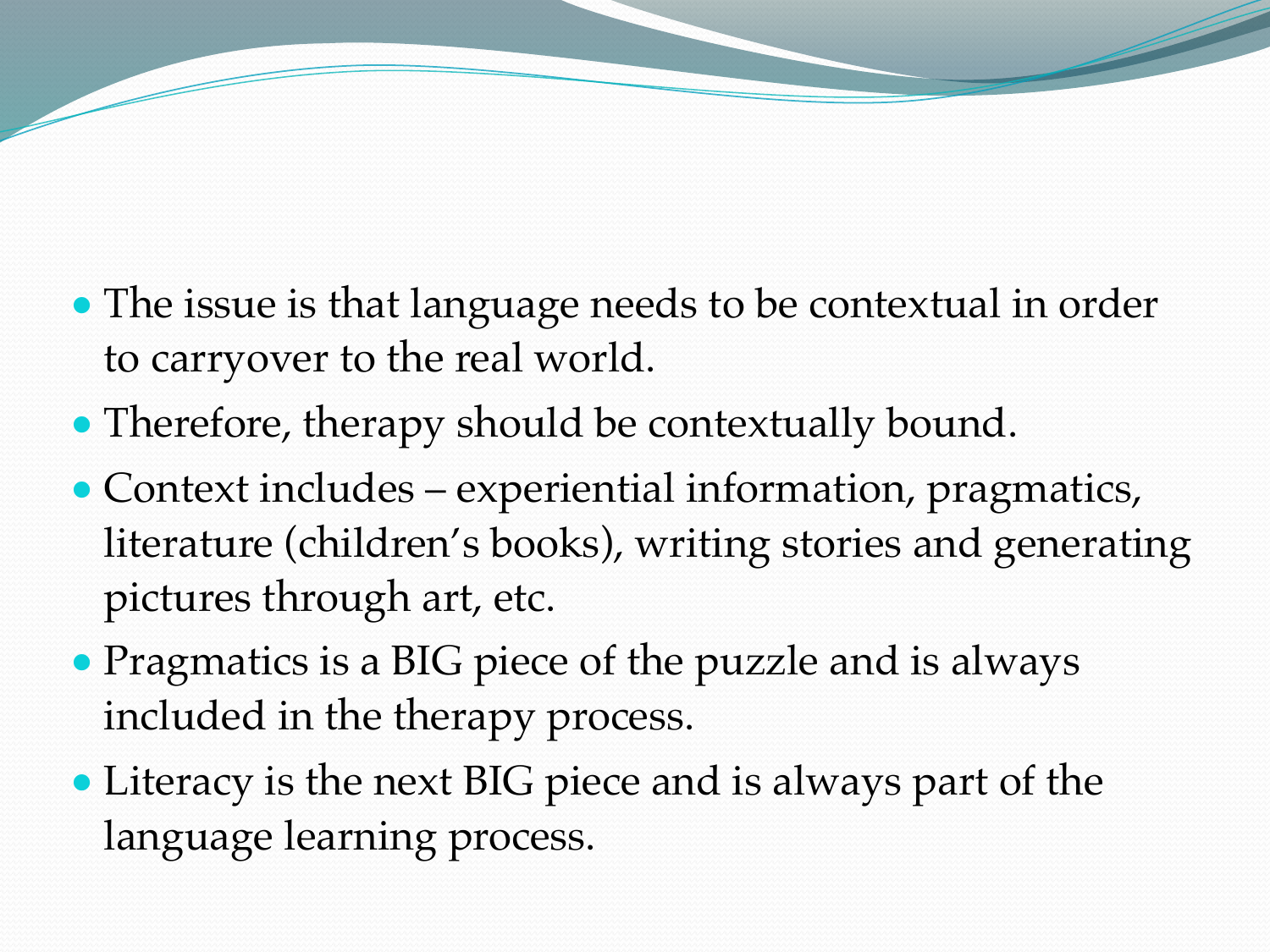- The issue is that language needs to be contextual in order to carryover to the real world.
- Therefore, therapy should be contextually bound.
- Context includes – experiential information, pragmatics, literature (children's books), writing stories and generating pictures through art, etc.
- Pragmatics is a BIG piece of the puzzle and is always included in the therapy process.
- Literacy is the next BIG piece and is always part of the language learning process.